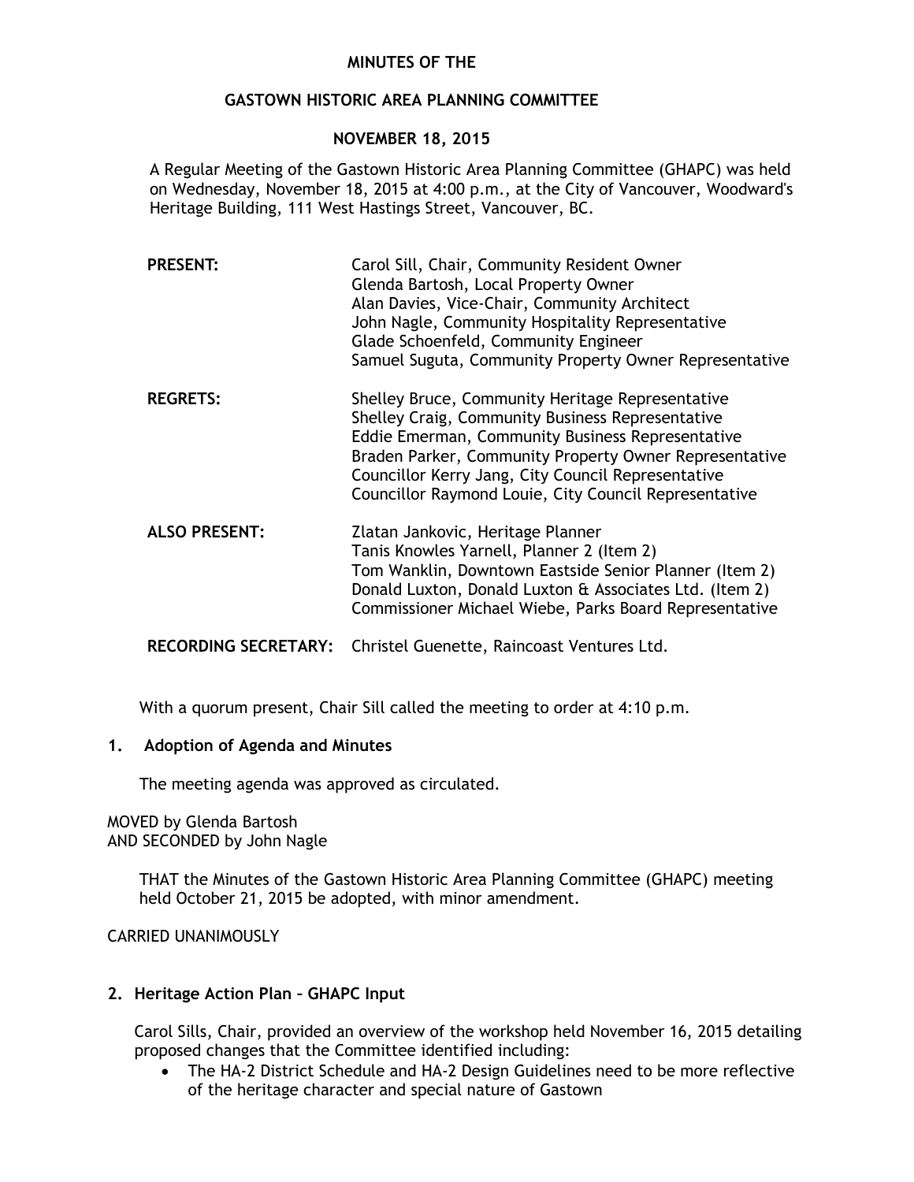# MINUTES OF THE

## GASTOWN HISTORIC AREA PLANNING COMMITTEE

## NOVEMBER 18, 2015

A Regular Meeting of the Gastown Historic Area Planning Committee (GHAPC) was held on Wednesday, November 18, 2015 at 4:00 p.m., at the City of Vancouver, Woodward's Heritage Building, 111 West Hastings Street, Vancouver, BC.

| | |
|---|---|
| **PRESENT:** | Carol Sill, Chair, Community Resident Owner<br>Glenda Bartosh, Local Property Owner<br>Alan Davies, Vice-Chair, Community Architect<br>John Nagle, Community Hospitality Representative<br>Glade Schoenfeld, Community Engineer<br>Samuel Suguta, Community Property Owner Representative |
| **REGRETS:** | Shelley Bruce, Community Heritage Representative<br>Shelley Craig, Community Business Representative<br>Eddie Emerman, Community Business Representative<br>Braden Parker, Community Property Owner Representative<br>Councillor Kerry Jang, City Council Representative<br>Councillor Raymond Louie, City Council Representative |
| **ALSO PRESENT:** | Zlatan Jankovic, Heritage Planner<br>Tanis Knowles Yarnell, Planner 2 (Item 2)<br>Tom Wanklin, Downtown Eastside Senior Planner (Item 2)<br>Donald Luxton, Donald Luxton & Associates Ltd. (Item 2)<br>Commissioner Michael Wiebe, Parks Board Representative |
| **RECORDING SECRETARY:** | Christel Guenette, Raincoast Ventures Ltd. |

With a quorum present, Chair Sill called the meeting to order at 4:10 p.m.

### 1. Adoption of Agenda and Minutes

The meeting agenda was approved as circulated.

MOVED by Glenda Bartosh
AND SECONDED by John Nagle

THAT the Minutes of the Gastown Historic Area Planning Committee (GHAPC) meeting held October 21, 2015 be adopted, with minor amendment.

CARRIED UNANIMOUSLY

### 2. Heritage Action Plan – GHAPC Input

Carol Sills, Chair, provided an overview of the workshop held November 16, 2015 detailing proposed changes that the Committee identified including:

- The HA-2 District Schedule and HA-2 Design Guidelines need to be more reflective of the heritage character and special nature of Gastown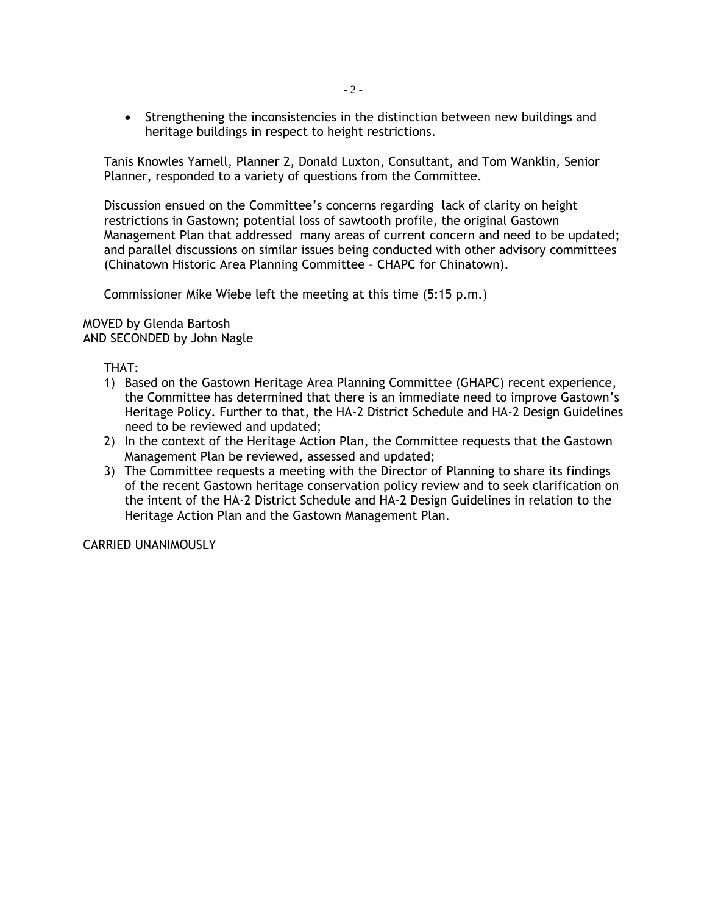- Strengthening the inconsistencies in the distinction between new buildings and heritage buildings in respect to height restrictions.

Tanis Knowles Yarnell, Planner 2, Donald Luxton, Consultant, and Tom Wanklin, Senior Planner, responded to a variety of questions from the Committee.

Discussion ensued on the Committee's concerns regarding lack of clarity on height restrictions in Gastown; potential loss of sawtooth profile, the original Gastown Management Plan that addressed many areas of current concern and need to be updated; and parallel discussions on similar issues being conducted with other advisory committees (Chinatown Historic Area Planning Committee – CHAPC for Chinatown).

Commissioner Mike Wiebe left the meeting at this time (5:15 p.m.)

MOVED by Glenda Bartosh
AND SECONDED by John Nagle

THAT:

1) Based on the Gastown Heritage Area Planning Committee (GHAPC) recent experience, the Committee has determined that there is an immediate need to improve Gastown's Heritage Policy. Further to that, the HA-2 District Schedule and HA-2 Design Guidelines need to be reviewed and updated;
2) In the context of the Heritage Action Plan, the Committee requests that the Gastown Management Plan be reviewed, assessed and updated;
3) The Committee requests a meeting with the Director of Planning to share its findings of the recent Gastown heritage conservation policy review and to seek clarification on the intent of the HA-2 District Schedule and HA-2 Design Guidelines in relation to the Heritage Action Plan and the Gastown Management Plan.

CARRIED UNANIMOUSLY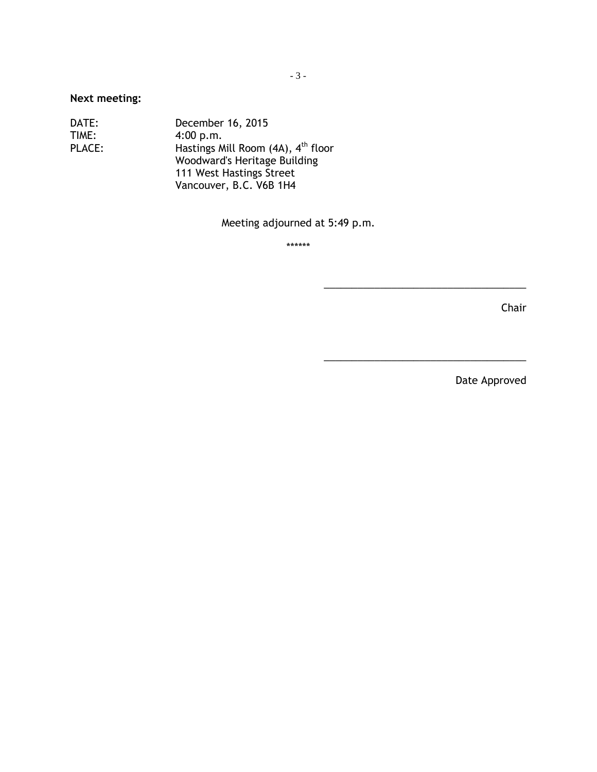**Next meeting:**

| | |
|---|---|
| DATE: | December 16, 2015 |
| TIME: | 4:00 p.m. |
| PLACE: | Hastings Mill Room (4A), 4th floor<br>Woodward's Heritage Building<br>111 West Hastings Street<br>Vancouver, B.C. V6B 1H4 |

Meeting adjourned at 5:49 p.m.

\*\*\*\*\*\*

\_\_\_\_\_\_\_\_\_\_\_\_\_\_\_\_\_\_\_\_\_\_\_\_\_\_\_\_\_\_\_\_\_\_

Chair

\_\_\_\_\_\_\_\_\_\_\_\_\_\_\_\_\_\_\_\_\_\_\_\_\_\_\_\_\_\_\_\_\_\_

Date Approved